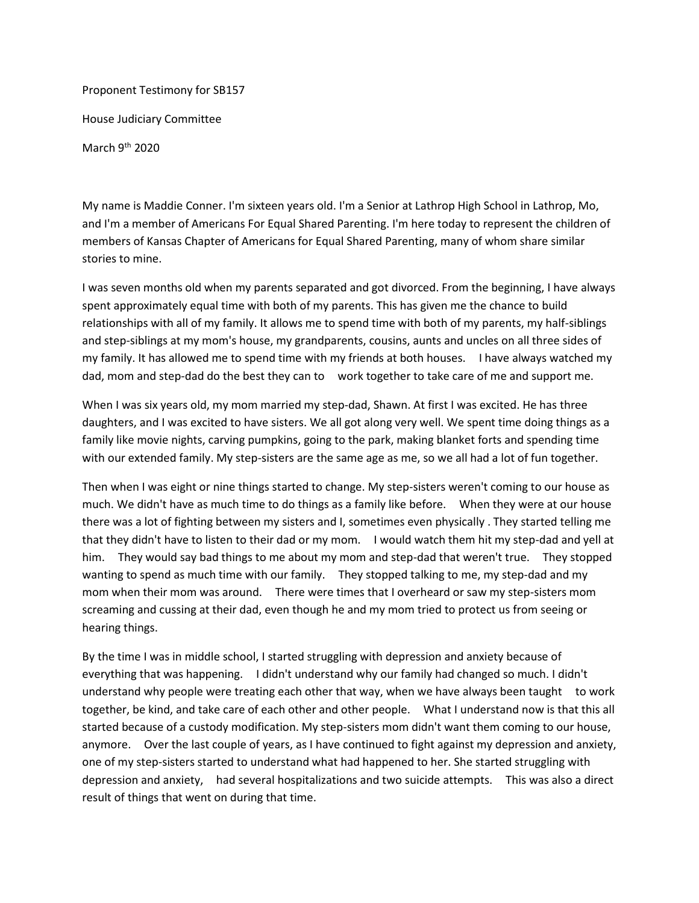Proponent Testimony for SB157

House Judiciary Committee

March 9th 2020

My name is Maddie Conner. I'm sixteen years old. I'm a Senior at Lathrop High School in Lathrop, Mo, and I'm a member of Americans For Equal Shared Parenting. I'm here today to represent the children of members of Kansas Chapter of Americans for Equal Shared Parenting, many of whom share similar stories to mine.

I was seven months old when my parents separated and got divorced. From the beginning, I have always spent approximately equal time with both of my parents. This has given me the chance to build relationships with all of my family. It allows me to spend time with both of my parents, my half-siblings and step-siblings at my mom's house, my grandparents, cousins, aunts and uncles on all three sides of my family. It has allowed me to spend time with my friends at both houses. I have always watched my dad, mom and step-dad do the best they can to work together to take care of me and support me.

When I was six years old, my mom married my step-dad, Shawn. At first I was excited. He has three daughters, and I was excited to have sisters. We all got along very well. We spent time doing things as a family like movie nights, carving pumpkins, going to the park, making blanket forts and spending time with our extended family. My step-sisters are the same age as me, so we all had a lot of fun together.

Then when I was eight or nine things started to change. My step-sisters weren't coming to our house as much. We didn't have as much time to do things as a family like before. When they were at our house there was a lot of fighting between my sisters and I, sometimes even physically . They started telling me that they didn't have to listen to their dad or my mom. I would watch them hit my step-dad and yell at him. They would say bad things to me about my mom and step-dad that weren't true. They stopped wanting to spend as much time with our family. They stopped talking to me, my step-dad and my mom when their mom was around. There were times that I overheard or saw my step-sisters mom screaming and cussing at their dad, even though he and my mom tried to protect us from seeing or hearing things.

By the time I was in middle school, I started struggling with depression and anxiety because of everything that was happening. I didn't understand why our family had changed so much. I didn't understand why people were treating each other that way, when we have always been taught to work together, be kind, and take care of each other and other people. What I understand now is that this all started because of a custody modification. My step-sisters mom didn't want them coming to our house, anymore. Over the last couple of years, as I have continued to fight against my depression and anxiety, one of my step-sisters started to understand what had happened to her. She started struggling with depression and anxiety, had several hospitalizations and two suicide attempts. This was also a direct result of things that went on during that time.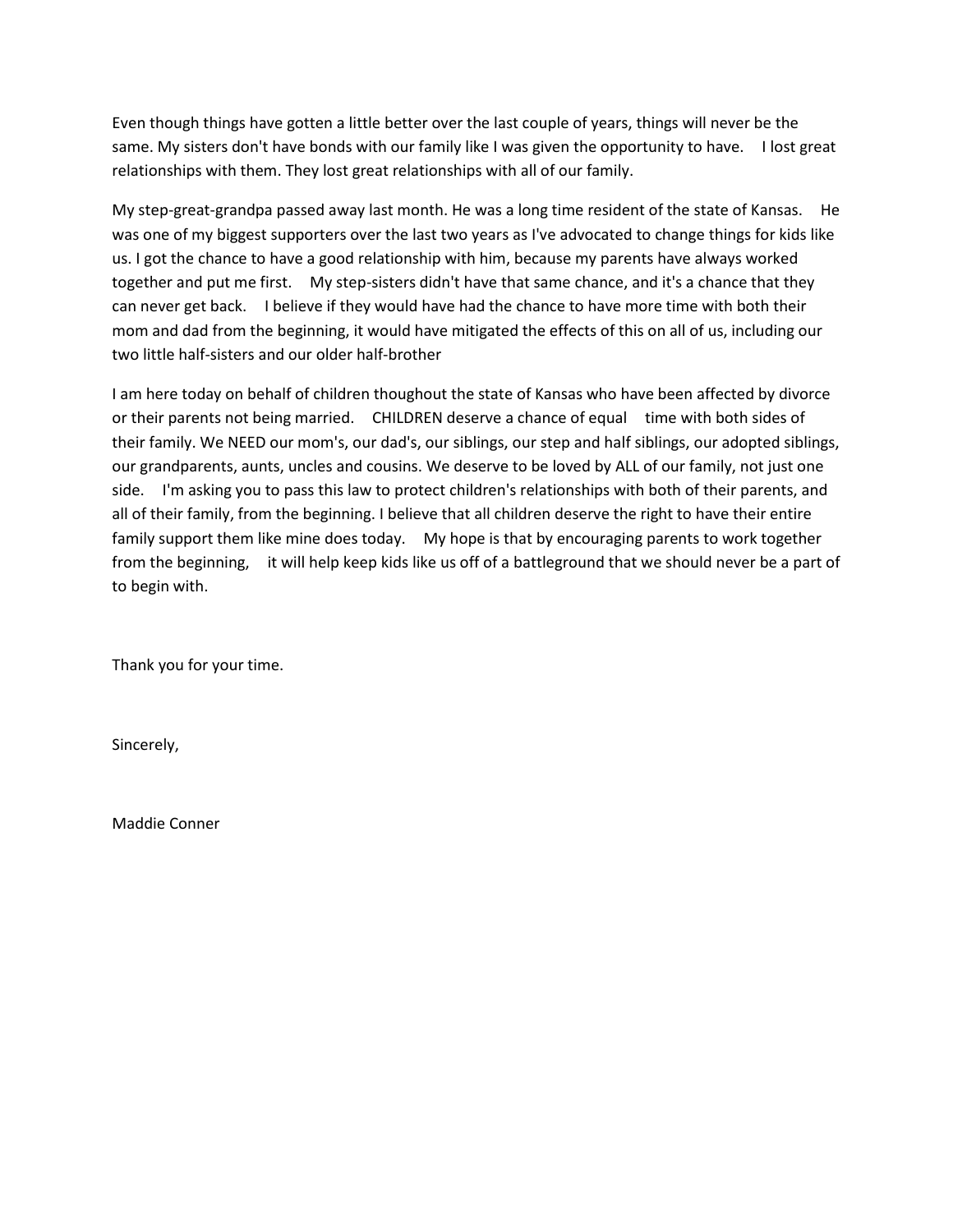Even though things have gotten a little better over the last couple of years, things will never be the same. My sisters don't have bonds with our family like I was given the opportunity to have. I lost great relationships with them. They lost great relationships with all of our family.

My step-great-grandpa passed away last month. He was a long time resident of the state of Kansas. He was one of my biggest supporters over the last two years as I've advocated to change things for kids like us. I got the chance to have a good relationship with him, because my parents have always worked together and put me first. My step-sisters didn't have that same chance, and it's a chance that they can never get back. I believe if they would have had the chance to have more time with both their mom and dad from the beginning, it would have mitigated the effects of this on all of us, including our two little half-sisters and our older half-brother

I am here today on behalf of children thoughout the state of Kansas who have been affected by divorce or their parents not being married. CHILDREN deserve a chance of equal time with both sides of their family. We NEED our mom's, our dad's, our siblings, our step and half siblings, our adopted siblings, our grandparents, aunts, uncles and cousins. We deserve to be loved by ALL of our family, not just one side. I'm asking you to pass this law to protect children's relationships with both of their parents, and all of their family, from the beginning. I believe that all children deserve the right to have their entire family support them like mine does today. My hope is that by encouraging parents to work together from the beginning, it will help keep kids like us off of a battleground that we should never be a part of to begin with.

Thank you for your time.

Sincerely,

Maddie Conner